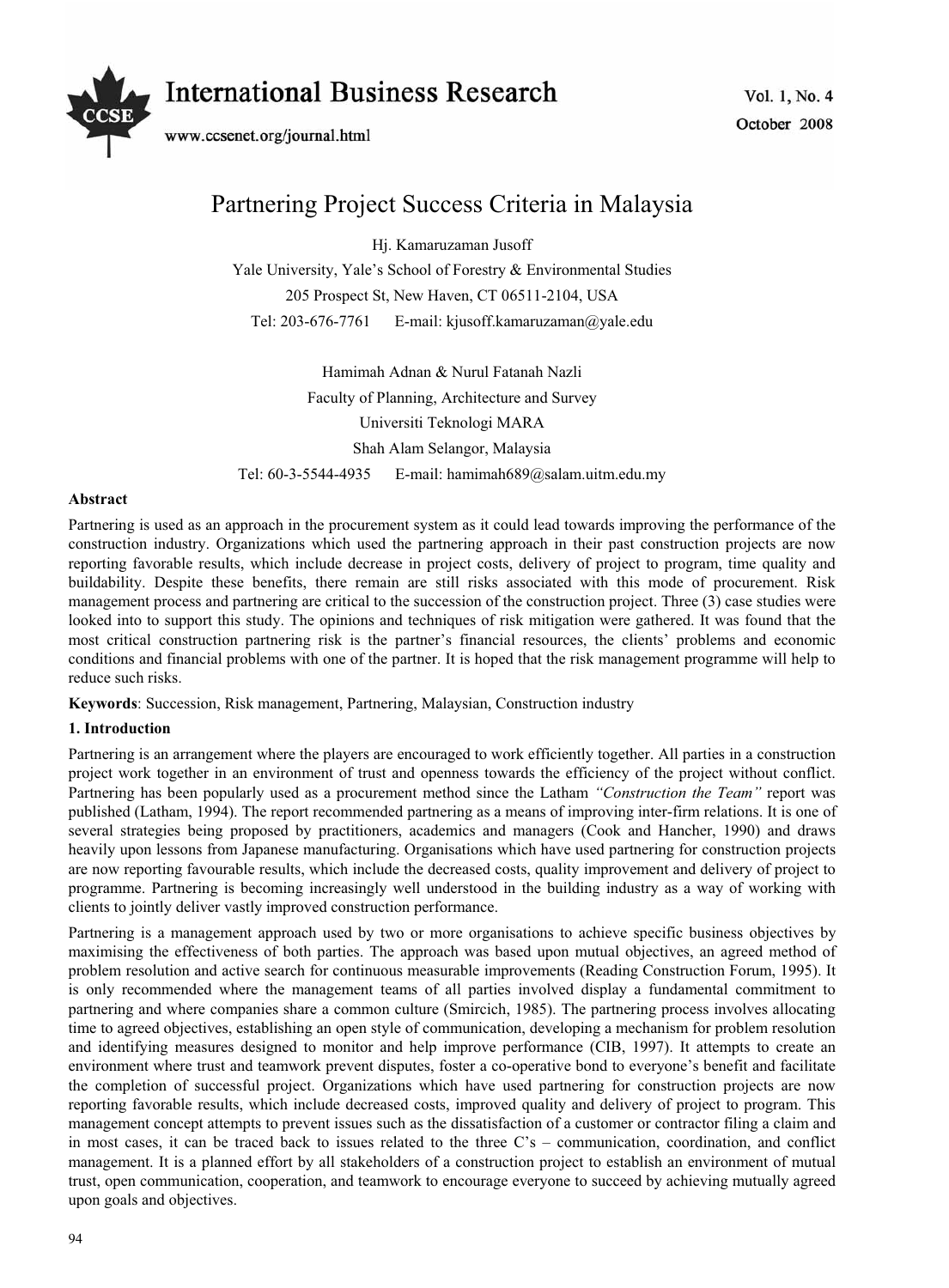# Partnering Project Success Criteria in Malaysia

Hj. Kamaruzaman Jusoff

Yale University, Yale's School of Forestry & Environmental Studies

205 Prospect St, New Haven, CT 06511-2104, USA

Tel: 203-676-7761 E-mail: kjusoff.kamaruzaman@yale.edu

Hamimah Adnan & Nurul Fatanah Nazli

Faculty of Planning, Architecture and Survey

Universiti Teknologi MARA

Shah Alam Selangor, Malaysia

Tel: 60-3-5544-4935 E-mail: hamimah689@salam.uitm.edu.my

**Abstract**

Partnering is used as an approach in the procurement system as it could lead towards improving the performance of the construction industry. Organizations which used the partnering approach in their past construction projects are now reporting favorable results, which include decrease in project costs, delivery of project to program, time quality and buildability. Despite these benefits, there remain are still risks associated with this mode of procurement. Risk management process and partnering are critical to the succession of the construction project. Three (3) case studies were looked into to support this study. The opinions and techniques of risk mitigation were gathered. It was found that the most critical construction partnering risk is the partner's financial resources, the clients' problems and economic conditions and financial problems with one of the partner. It is hoped that the risk management programme will help to reduce such risks.

**Keywords**: Succession, Risk management, Partnering, Malaysian, Construction industry

## 1. Introduction

Partnering is an arrangement where the players are encouraged to work efficiently together. All parties in a construction project work together in an environment of trust and openness towards the efficiency of the project without conflict. Partnering has been popularly used as a procurement method since the Latham *"Construction the Team"* report was published (Latham, 1994). The report recommended partnering as a means of improving inter-firm relations. It is one of several strategies being proposed by practitioners, academics and managers (Cook and Hancher, 1990) and draws heavily upon lessons from Japanese manufacturing. Organisations which have used partnering for construction projects are now reporting favourable results, which include the decreased costs, quality improvement and delivery of project to programme. Partnering is becoming increasingly well understood in the building industry as a way of working with clients to jointly deliver vastly improved construction performance.

Partnering is a management approach used by two or more organisations to achieve specific business objectives by maximising the effectiveness of both parties. The approach was based upon mutual objectives, an agreed method of problem resolution and active search for continuous measurable improvements (Reading Construction Forum, 1995). It is only recommended where the management teams of all parties involved display a fundamental commitment to partnering and where companies share a common culture (Smircich, 1985). The partnering process involves allocating time to agreed objectives, establishing an open style of communication, developing a mechanism for problem resolution and identifying measures designed to monitor and help improve performance (CIB, 1997). It attempts to create an environment where trust and teamwork prevent disputes, foster a co-operative bond to everyone's benefit and facilitate the completion of successful project. Organizations which have used partnering for construction projects are now reporting favorable results, which include decreased costs, improved quality and delivery of project to program. This management concept attempts to prevent issues such as the dissatisfaction of a customer or contractor filing a claim and in most cases, it can be traced back to issues related to the three C's – communication, coordination, and conflict management. It is a planned effort by all stakeholders of a construction project to establish an environment of mutual trust, open communication, cooperation, and teamwork to encourage everyone to succeed by achieving mutually agreed upon goals and objectives.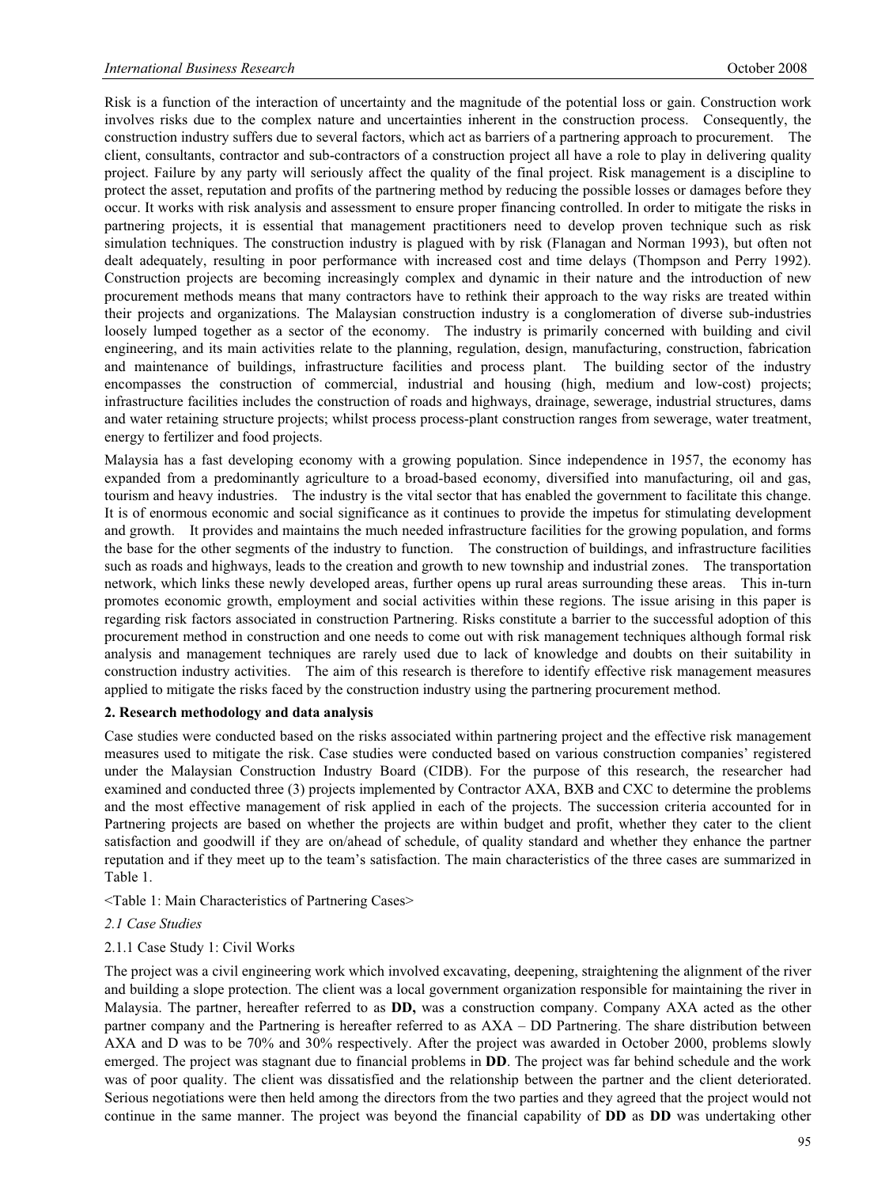Risk is a function of the interaction of uncertainty and the magnitude of the potential loss or gain. Construction work involves risks due to the complex nature and uncertainties inherent in the construction process. Consequently, the construction industry suffers due to several factors, which act as barriers of a partnering approach to procurement. The client, consultants, contractor and sub-contractors of a construction project all have a role to play in delivering quality project. Failure by any party will seriously affect the quality of the final project. Risk management is a discipline to protect the asset, reputation and profits of the partnering method by reducing the possible losses or damages before they occur. It works with risk analysis and assessment to ensure proper financing controlled. In order to mitigate the risks in partnering projects, it is essential that management practitioners need to develop proven technique such as risk simulation techniques. The construction industry is plagued with by risk (Flanagan and Norman 1993), but often not dealt adequately, resulting in poor performance with increased cost and time delays (Thompson and Perry 1992). Construction projects are becoming increasingly complex and dynamic in their nature and the introduction of new procurement methods means that many contractors have to rethink their approach to the way risks are treated within their projects and organizations. The Malaysian construction industry is a conglomeration of diverse sub-industries loosely lumped together as a sector of the economy. The industry is primarily concerned with building and civil engineering, and its main activities relate to the planning, regulation, design, manufacturing, construction, fabrication and maintenance of buildings, infrastructure facilities and process plant. The building sector of the industry encompasses the construction of commercial, industrial and housing (high, medium and low-cost) projects; infrastructure facilities includes the construction of roads and highways, drainage, sewerage, industrial structures, dams and water retaining structure projects; whilst process process-plant construction ranges from sewerage, water treatment, energy to fertilizer and food projects.

Malaysia has a fast developing economy with a growing population. Since independence in 1957, the economy has expanded from a predominantly agriculture to a broad-based economy, diversified into manufacturing, oil and gas, tourism and heavy industries. The industry is the vital sector that has enabled the government to facilitate this change. It is of enormous economic and social significance as it continues to provide the impetus for stimulating development and growth. It provides and maintains the much needed infrastructure facilities for the growing population, and forms the base for the other segments of the industry to function. The construction of buildings, and infrastructure facilities such as roads and highways, leads to the creation and growth to new township and industrial zones. The transportation network, which links these newly developed areas, further opens up rural areas surrounding these areas. This in-turn promotes economic growth, employment and social activities within these regions. The issue arising in this paper is regarding risk factors associated in construction Partnering. Risks constitute a barrier to the successful adoption of this procurement method in construction and one needs to come out with risk management techniques although formal risk analysis and management techniques are rarely used due to lack of knowledge and doubts on their suitability in construction industry activities. The aim of this research is therefore to identify effective risk management measures applied to mitigate the risks faced by the construction industry using the partnering procurement method.

## 2. Research methodology and data analysis

Case studies were conducted based on the risks associated within partnering project and the effective risk management measures used to mitigate the risk. Case studies were conducted based on various construction companies' registered under the Malaysian Construction Industry Board (CIDB). For the purpose of this research, the researcher had examined and conducted three (3) projects implemented by Contractor AXA, BXB and CXC to determine the problems and the most effective management of risk applied in each of the projects. The succession criteria accounted for in Partnering projects are based on whether the projects are within budget and profit, whether they cater to the client satisfaction and goodwill if they are on/ahead of schedule, of quality standard and whether they enhance the partner reputation and if they meet up to the team's satisfaction. The main characteristics of the three cases are summarized in Table 1.

<Table 1: Main Characteristics of Partnering Cases>

### *2.1 Case Studies*

#### 2.1.1 Case Study 1: Civil Works

The project was a civil engineering work which involved excavating, deepening, straightening the alignment of the river and building a slope protection. The client was a local government organization responsible for maintaining the river in Malaysia. The partner, hereafter referred to as **DD,** was a construction company. Company AXA acted as the other partner company and the Partnering is hereafter referred to as AXA – DD Partnering. The share distribution between AXA and D was to be 70% and 30% respectively. After the project was awarded in October 2000, problems slowly emerged. The project was stagnant due to financial problems in **DD**. The project was far behind schedule and the work was of poor quality. The client was dissatisfied and the relationship between the partner and the client deteriorated. Serious negotiations were then held among the directors from the two parties and they agreed that the project would not continue in the same manner. The project was beyond the financial capability of **DD** as **DD** was undertaking other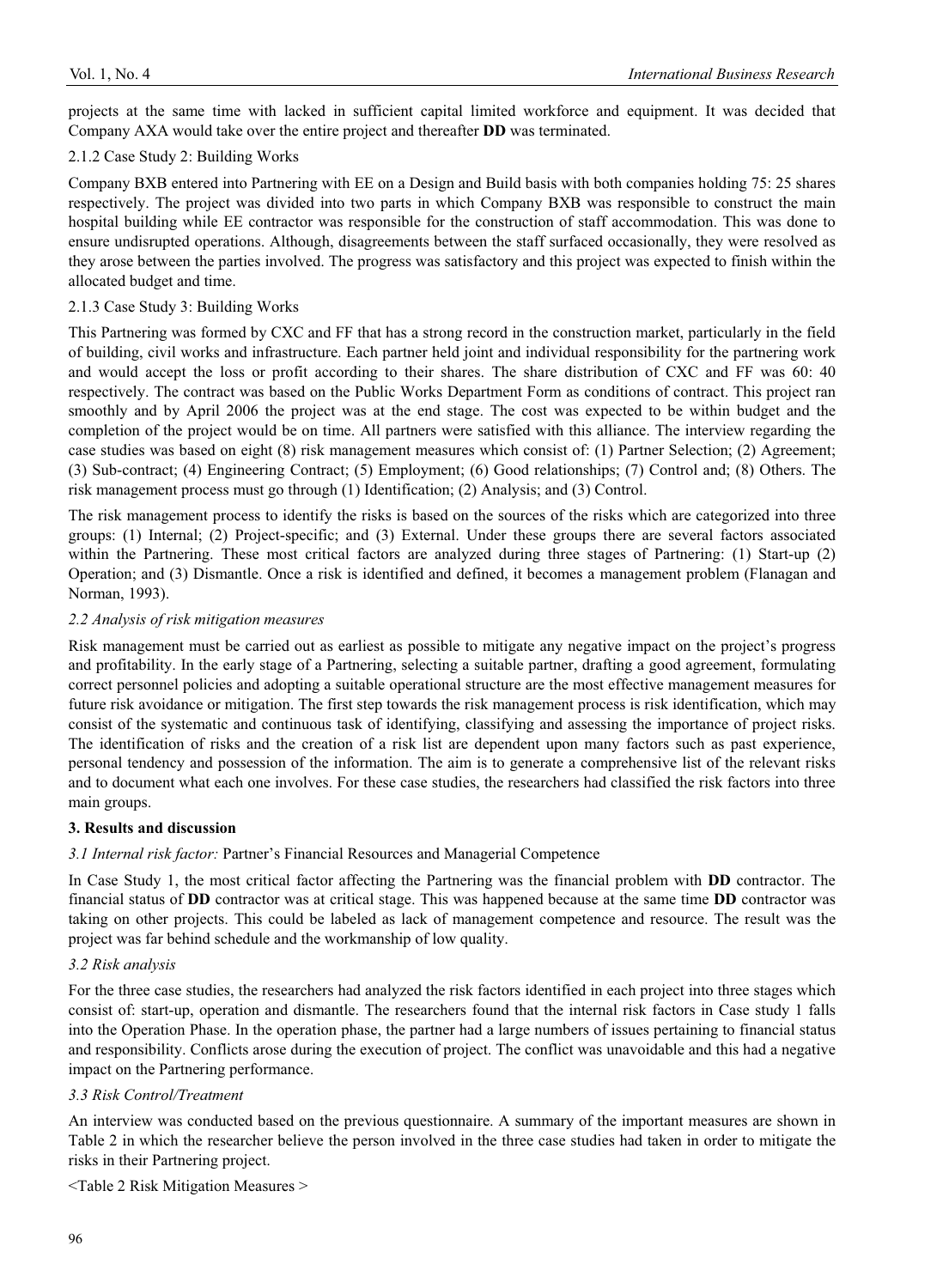projects at the same time with lacked in sufficient capital limited workforce and equipment. It was decided that Company AXA would take over the entire project and thereafter **DD** was terminated.

2.1.2 Case Study 2: Building Works

Company BXB entered into Partnering with EE on a Design and Build basis with both companies holding 75: 25 shares respectively. The project was divided into two parts in which Company BXB was responsible to construct the main hospital building while EE contractor was responsible for the construction of staff accommodation. This was done to ensure undisrupted operations. Although, disagreements between the staff surfaced occasionally, they were resolved as they arose between the parties involved. The progress was satisfactory and this project was expected to finish within the allocated budget and time.

2.1.3 Case Study 3: Building Works

This Partnering was formed by CXC and FF that has a strong record in the construction market, particularly in the field of building, civil works and infrastructure. Each partner held joint and individual responsibility for the partnering work and would accept the loss or profit according to their shares. The share distribution of CXC and FF was 60: 40 respectively. The contract was based on the Public Works Department Form as conditions of contract. This project ran smoothly and by April 2006 the project was at the end stage. The cost was expected to be within budget and the completion of the project would be on time. All partners were satisfied with this alliance. The interview regarding the case studies was based on eight (8) risk management measures which consist of: (1) Partner Selection; (2) Agreement; (3) Sub-contract; (4) Engineering Contract; (5) Employment; (6) Good relationships; (7) Control and; (8) Others. The risk management process must go through (1) Identification; (2) Analysis; and (3) Control.

The risk management process to identify the risks is based on the sources of the risks which are categorized into three groups: (1) Internal; (2) Project-specific; and (3) External. Under these groups there are several factors associated within the Partnering. These most critical factors are analyzed during three stages of Partnering: (1) Start-up (2) Operation; and (3) Dismantle. Once a risk is identified and defined, it becomes a management problem (Flanagan and Norman, 1993).

*2.2 Analysis of risk mitigation measures*

Risk management must be carried out as earliest as possible to mitigate any negative impact on the project's progress and profitability. In the early stage of a Partnering, selecting a suitable partner, drafting a good agreement, formulating correct personnel policies and adopting a suitable operational structure are the most effective management measures for future risk avoidance or mitigation. The first step towards the risk management process is risk identification, which may consist of the systematic and continuous task of identifying, classifying and assessing the importance of project risks. The identification of risks and the creation of a risk list are dependent upon many factors such as past experience, personal tendency and possession of the information. The aim is to generate a comprehensive list of the relevant risks and to document what each one involves. For these case studies, the researchers had classified the risk factors into three main groups.

## 3. Results and discussion

*3.1 Internal risk factor:* Partner's Financial Resources and Managerial Competence

In Case Study 1, the most critical factor affecting the Partnering was the financial problem with **DD** contractor. The financial status of **DD** contractor was at critical stage. This was happened because at the same time **DD** contractor was taking on other projects. This could be labeled as lack of management competence and resource. The result was the project was far behind schedule and the workmanship of low quality.

*3.2 Risk analysis*

For the three case studies, the researchers had analyzed the risk factors identified in each project into three stages which consist of: start-up, operation and dismantle. The researchers found that the internal risk factors in Case study 1 falls into the Operation Phase. In the operation phase, the partner had a large numbers of issues pertaining to financial status and responsibility. Conflicts arose during the execution of project. The conflict was unavoidable and this had a negative impact on the Partnering performance.

*3.3 Risk Control/Treatment*

An interview was conducted based on the previous questionnaire. A summary of the important measures are shown in Table 2 in which the researcher believe the person involved in the three case studies had taken in order to mitigate the risks in their Partnering project.

<Table 2 Risk Mitigation Measures >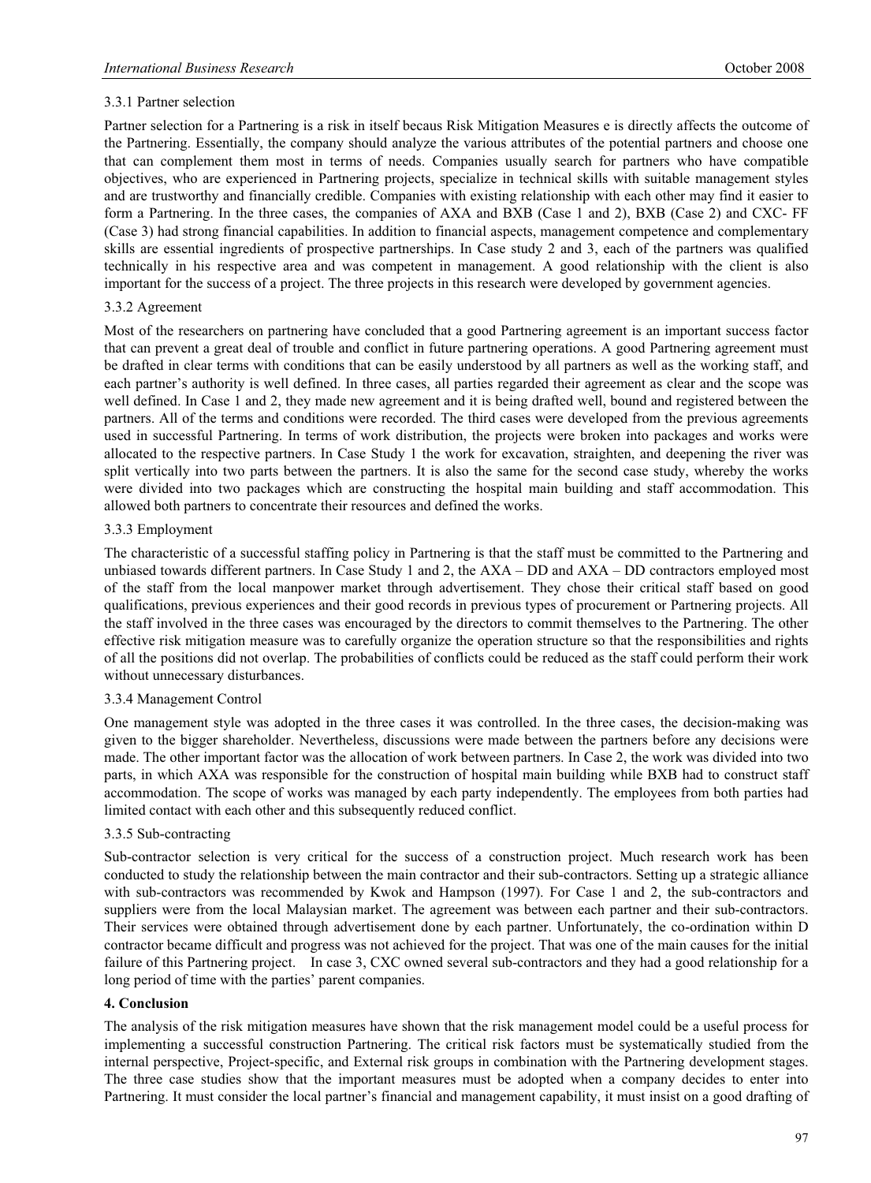#### 3.3.1 Partner selection

Partner selection for a Partnering is a risk in itself becaus Risk Mitigation Measures e is directly affects the outcome of the Partnering. Essentially, the company should analyze the various attributes of the potential partners and choose one that can complement them most in terms of needs. Companies usually search for partners who have compatible objectives, who are experienced in Partnering projects, specialize in technical skills with suitable management styles and are trustworthy and financially credible. Companies with existing relationship with each other may find it easier to form a Partnering. In the three cases, the companies of AXA and BXB (Case 1 and 2), BXB (Case 2) and CXC- FF (Case 3) had strong financial capabilities. In addition to financial aspects, management competence and complementary skills are essential ingredients of prospective partnerships. In Case study 2 and 3, each of the partners was qualified technically in his respective area and was competent in management. A good relationship with the client is also important for the success of a project. The three projects in this research were developed by government agencies.

#### 3.3.2 Agreement

Most of the researchers on partnering have concluded that a good Partnering agreement is an important success factor that can prevent a great deal of trouble and conflict in future partnering operations. A good Partnering agreement must be drafted in clear terms with conditions that can be easily understood by all partners as well as the working staff, and each partner's authority is well defined. In three cases, all parties regarded their agreement as clear and the scope was well defined. In Case 1 and 2, they made new agreement and it is being drafted well, bound and registered between the partners. All of the terms and conditions were recorded. The third cases were developed from the previous agreements used in successful Partnering. In terms of work distribution, the projects were broken into packages and works were allocated to the respective partners. In Case Study 1 the work for excavation, straighten, and deepening the river was split vertically into two parts between the partners. It is also the same for the second case study, whereby the works were divided into two packages which are constructing the hospital main building and staff accommodation. This allowed both partners to concentrate their resources and defined the works.

#### 3.3.3 Employment

The characteristic of a successful staffing policy in Partnering is that the staff must be committed to the Partnering and unbiased towards different partners. In Case Study 1 and 2, the AXA – DD and AXA – DD contractors employed most of the staff from the local manpower market through advertisement. They chose their critical staff based on good qualifications, previous experiences and their good records in previous types of procurement or Partnering projects. All the staff involved in the three cases was encouraged by the directors to commit themselves to the Partnering. The other effective risk mitigation measure was to carefully organize the operation structure so that the responsibilities and rights of all the positions did not overlap. The probabilities of conflicts could be reduced as the staff could perform their work without unnecessary disturbances.

#### 3.3.4 Management Control

One management style was adopted in the three cases it was controlled. In the three cases, the decision-making was given to the bigger shareholder. Nevertheless, discussions were made between the partners before any decisions were made. The other important factor was the allocation of work between partners. In Case 2, the work was divided into two parts, in which AXA was responsible for the construction of hospital main building while BXB had to construct staff accommodation. The scope of works was managed by each party independently. The employees from both parties had limited contact with each other and this subsequently reduced conflict.

#### 3.3.5 Sub-contracting

Sub-contractor selection is very critical for the success of a construction project. Much research work has been conducted to study the relationship between the main contractor and their sub-contractors. Setting up a strategic alliance with sub-contractors was recommended by Kwok and Hampson (1997). For Case 1 and 2, the sub-contractors and suppliers were from the local Malaysian market. The agreement was between each partner and their sub-contractors. Their services were obtained through advertisement done by each partner. Unfortunately, the co-ordination within D contractor became difficult and progress was not achieved for the project. That was one of the main causes for the initial failure of this Partnering project. In case 3, CXC owned several sub-contractors and they had a good relationship for a long period of time with the parties' parent companies.

## 4. Conclusion

The analysis of the risk mitigation measures have shown that the risk management model could be a useful process for implementing a successful construction Partnering. The critical risk factors must be systematically studied from the internal perspective, Project-specific, and External risk groups in combination with the Partnering development stages. The three case studies show that the important measures must be adopted when a company decides to enter into Partnering. It must consider the local partner's financial and management capability, it must insist on a good drafting of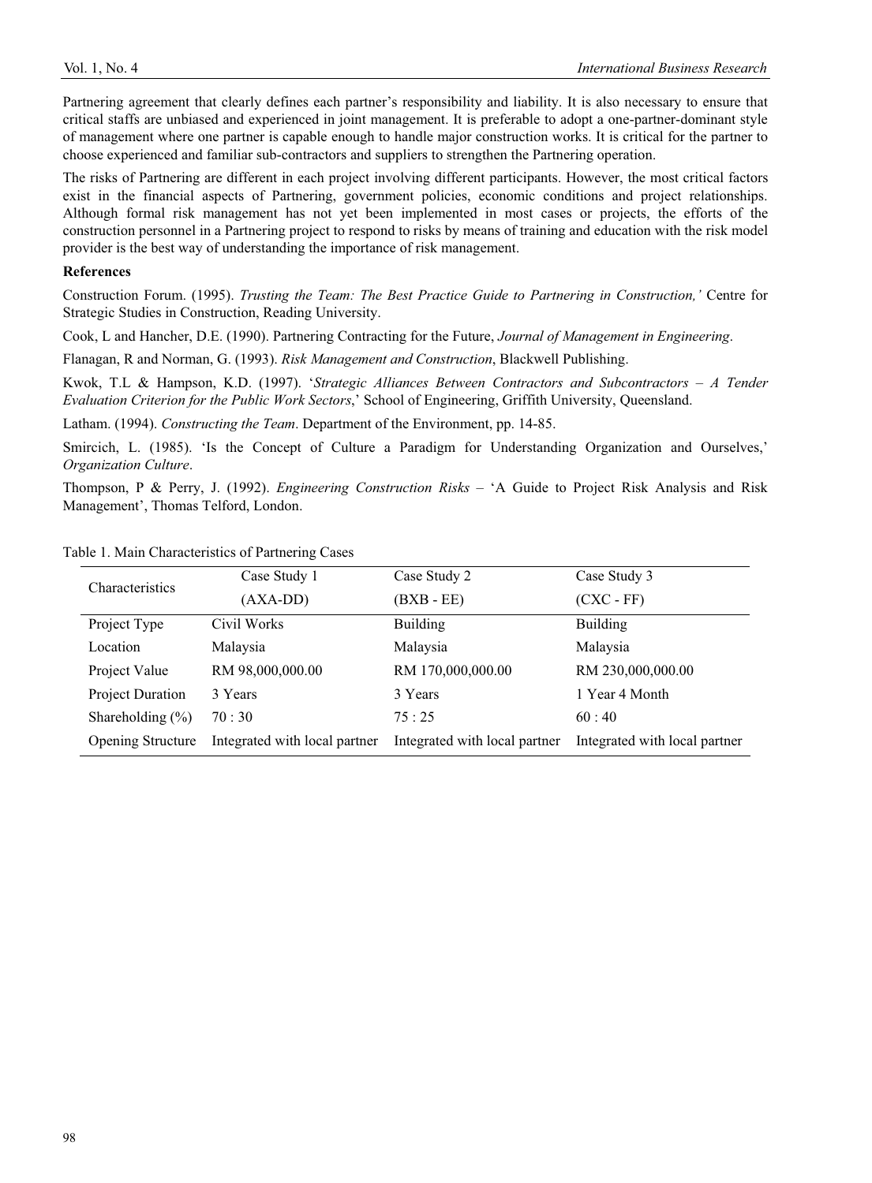Partnering agreement that clearly defines each partner's responsibility and liability. It is also necessary to ensure that critical staffs are unbiased and experienced in joint management. It is preferable to adopt a one-partner-dominant style of management where one partner is capable enough to handle major construction works. It is critical for the partner to choose experienced and familiar sub-contractors and suppliers to strengthen the Partnering operation.

The risks of Partnering are different in each project involving different participants. However, the most critical factors exist in the financial aspects of Partnering, government policies, economic conditions and project relationships. Although formal risk management has not yet been implemented in most cases or projects, the efforts of the construction personnel in a Partnering project to respond to risks by means of training and education with the risk model provider is the best way of understanding the importance of risk management.

**References**

Construction Forum. (1995). *Trusting the Team: The Best Practice Guide to Partnering in Construction,'* Centre for Strategic Studies in Construction, Reading University.

Cook, L and Hancher, D.E. (1990). Partnering Contracting for the Future, *Journal of Management in Engineering*.

Flanagan, R and Norman, G. (1993). *Risk Management and Construction*, Blackwell Publishing.

Kwok, T.L & Hampson, K.D. (1997). '*Strategic Alliances Between Contractors and Subcontractors – A Tender Evaluation Criterion for the Public Work Sectors*,' School of Engineering, Griffith University, Queensland.

Latham. (1994). *Constructing the Team*. Department of the Environment, pp. 14-85.

Smircich, L. (1985). 'Is the Concept of Culture a Paradigm for Understanding Organization and Ourselves,' *Organization Culture*.

Thompson, P & Perry, J. (1992). *Engineering Construction Risks* – 'A Guide to Project Risk Analysis and Risk Management', Thomas Telford, London.

Table 1. Main Characteristics of Partnering Cases

| Characteristics | Case Study 1 (AXA-DD) | Case Study 2 (BXB - EE) | Case Study 3 (CXC - FF) |
|---|---|---|---|
| Project Type | Civil Works | Building | Building |
| Location | Malaysia | Malaysia | Malaysia |
| Project Value | RM 98,000,000.00 | RM 170,000,000.00 | RM 230,000,000.00 |
| Project Duration | 3 Years | 3 Years | 1 Year 4 Month |
| Shareholding (%) | 70 : 30 | 75 : 25 | 60 : 40 |
| Opening Structure | Integrated with local partner | Integrated with local partner | Integrated with local partner |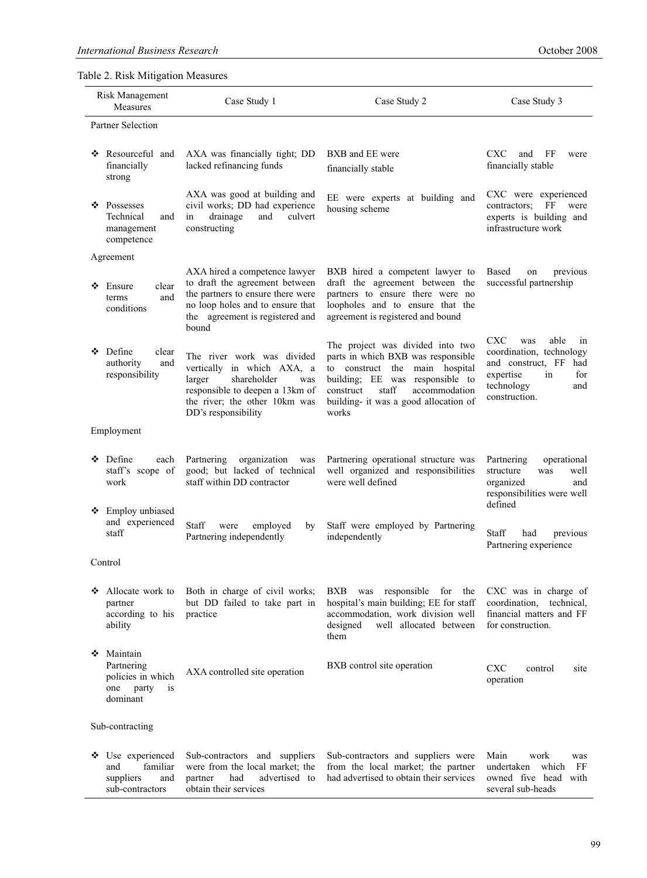Table 2. Risk Mitigation Measures

| Risk Management Measures | Case Study 1 | Case Study 2 | Case Study 3 |
|---|---|---|---|
| **Partner Selection** | | | |
| ❖ Resourceful and financially strong | AXA was financially tight; DD lacked refinancing funds | BXB and EE were financially stable | CXC and FF were financially stable |
| ❖ Possesses Technical and management competence | AXA was good at building and civil works; DD had experience in drainage and culvert constructing | EE were experts at building and housing scheme | CXC were experienced contractors; FF were experts is building and infrastructure work |
| **Agreement** | | | |
| ❖ Ensure clear terms and conditions | AXA hired a competence lawyer to draft the agreement between the partners to ensure there were no loop holes and to ensure that the agreement is registered and bound | BXB hired a competent lawyer to draft the agreement between the partners to ensure there were no loopholes and to ensure that the agreement is registered and bound | Based on previous successful partnership |
| ❖ Define clear authority and responsibility | The river work was divided vertically in which AXA, a larger shareholder was responsible to deepen a 13km of the river; the other 10km was DD's responsibility | The project was divided into two parts in which BXB was responsible to construct the main hospital building; EE was responsible to construct staff accommodation building- it was a good allocation of works | CXC was able in coordination, technology and construct, FF had expertise in for technology and construction. |
| **Employment** | | | |
| ❖ Define each staff's scope of work | Partnering organization was good; but lacked of technical staff within DD contractor | Partnering operational structure was well organized and responsibilities were well defined | Partnering operational structure was well organized and responsibilities were well defined |
| ❖ Employ unbiased and experienced staff | Staff were employed by Partnering independently | Staff were employed by Partnering independently | Staff had previous Partnering experience |
| **Control** | | | |
| ❖ Allocate work to partner according to his ability | Both in charge of civil works; but DD failed to take part in practice | BXB was responsible for the hospital's main building; EE for staff accommodation, work division well designed well allocated between them | CXC was in charge of coordination, technical, financial matters and FF for construction. |
| ❖ Maintain Partnering policies in which one party is dominant | AXA controlled site operation | BXB control site operation | CXC control site operation |
| **Sub-contracting** | | | |
| ❖ Use experienced and familiar suppliers and sub-contractors | Sub-contractors and suppliers were from the local market; the partner had advertised to obtain their services | Sub-contractors and suppliers were from the local market; the partner had advertised to obtain their services | Main work was undertaken which FF owned five head with several sub-heads |